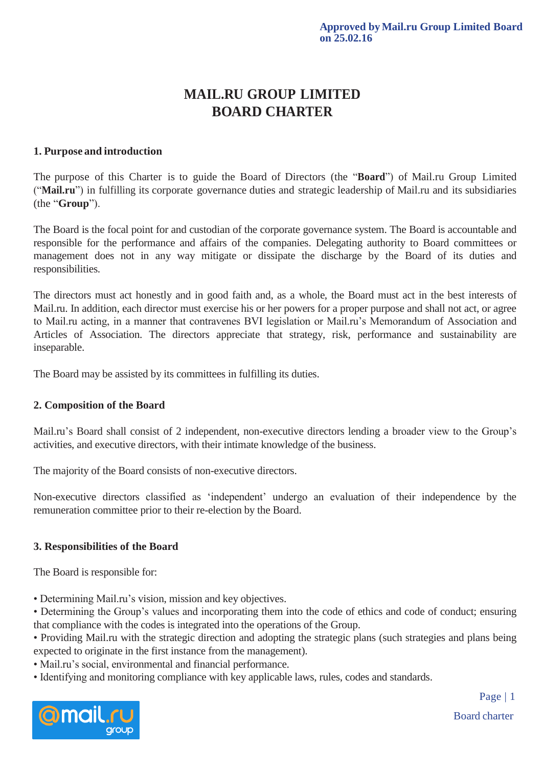**Approved by Mail.ru Group Limited Board on 25.02.16**

# MAIL.RU GROUP LIMITED
# BOARD CHARTER

## 1. Purpose and introduction

The purpose of this Charter is to guide the Board of Directors (the "**Board**") of Mail.ru Group Limited ("**Mail.ru**") in fulfilling its corporate governance duties and strategic leadership of Mail.ru and its subsidiaries (the "**Group**").

The Board is the focal point for and custodian of the corporate governance system. The Board is accountable and responsible for the performance and affairs of the companies. Delegating authority to Board committees or management does not in any way mitigate or dissipate the discharge by the Board of its duties and responsibilities.

The directors must act honestly and in good faith and, as a whole, the Board must act in the best interests of Mail.ru. In addition, each director must exercise his or her powers for a proper purpose and shall not act, or agree to Mail.ru acting, in a manner that contravenes BVI legislation or Mail.ru's Memorandum of Association and Articles of Association. The directors appreciate that strategy, risk, performance and sustainability are inseparable.

The Board may be assisted by its committees in fulfilling its duties.

## 2. Composition of the Board

Mail.ru's Board shall consist of 2 independent, non-executive directors lending a broader view to the Group's activities, and executive directors, with their intimate knowledge of the business.

The majority of the Board consists of non-executive directors.

Non-executive directors classified as 'independent' undergo an evaluation of their independence by the remuneration committee prior to their re-election by the Board.

## 3. Responsibilities of the Board

The Board is responsible for:

- Determining Mail.ru's vision, mission and key objectives.
- Determining the Group's values and incorporating them into the code of ethics and code of conduct; ensuring that compliance with the codes is integrated into the operations of the Group.
- Providing Mail.ru with the strategic direction and adopting the strategic plans (such strategies and plans being expected to originate in the first instance from the management).
- Mail.ru's social, environmental and financial performance.
- Identifying and monitoring compliance with key applicable laws, rules, codes and standards.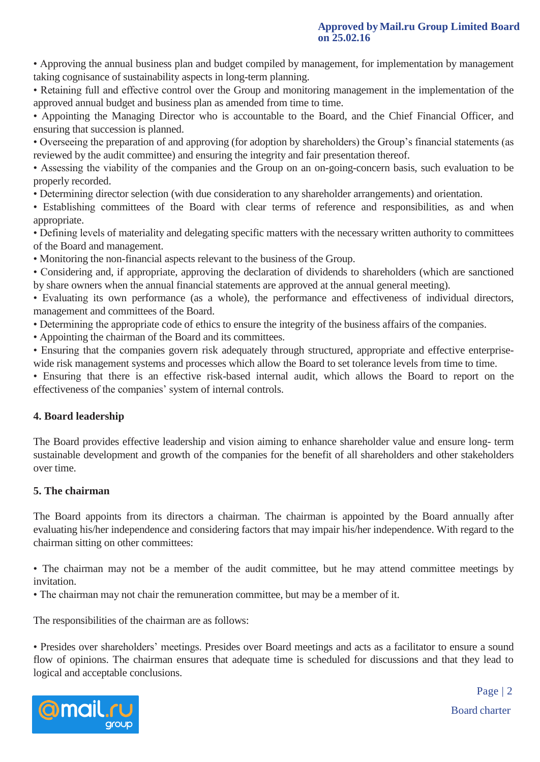• Approving the annual business plan and budget compiled by management, for implementation by management taking cognisance of sustainability aspects in long-term planning.
• Retaining full and effective control over the Group and monitoring management in the implementation of the approved annual budget and business plan as amended from time to time.
• Appointing the Managing Director who is accountable to the Board, and the Chief Financial Officer, and ensuring that succession is planned.
• Overseeing the preparation of and approving (for adoption by shareholders) the Group's financial statements (as reviewed by the audit committee) and ensuring the integrity and fair presentation thereof.
• Assessing the viability of the companies and the Group on an on-going-concern basis, such evaluation to be properly recorded.
• Determining director selection (with due consideration to any shareholder arrangements) and orientation.
• Establishing committees of the Board with clear terms of reference and responsibilities, as and when appropriate.
• Defining levels of materiality and delegating specific matters with the necessary written authority to committees of the Board and management.
• Monitoring the non-financial aspects relevant to the business of the Group.
• Considering and, if appropriate, approving the declaration of dividends to shareholders (which are sanctioned by share owners when the annual financial statements are approved at the annual general meeting).
• Evaluating its own performance (as a whole), the performance and effectiveness of individual directors, management and committees of the Board.
• Determining the appropriate code of ethics to ensure the integrity of the business affairs of the companies.
• Appointing the chairman of the Board and its committees.
• Ensuring that the companies govern risk adequately through structured, appropriate and effective enterprise-wide risk management systems and processes which allow the Board to set tolerance levels from time to time.
• Ensuring that there is an effective risk-based internal audit, which allows the Board to report on the effectiveness of the companies' system of internal controls.

**4. Board leadership**

The Board provides effective leadership and vision aiming to enhance shareholder value and ensure long- term sustainable development and growth of the companies for the benefit of all shareholders and other stakeholders over time.

**5. The chairman**

The Board appoints from its directors a chairman. The chairman is appointed by the Board annually after evaluating his/her independence and considering factors that may impair his/her independence. With regard to the chairman sitting on other committees:

• The chairman may not be a member of the audit committee, but he may attend committee meetings by invitation.
• The chairman may not chair the remuneration committee, but may be a member of it.

The responsibilities of the chairman are as follows:

• Presides over shareholders' meetings. Presides over Board meetings and acts as a facilitator to ensure a sound flow of opinions. The chairman ensures that adequate time is scheduled for discussions and that they lead to logical and acceptable conclusions.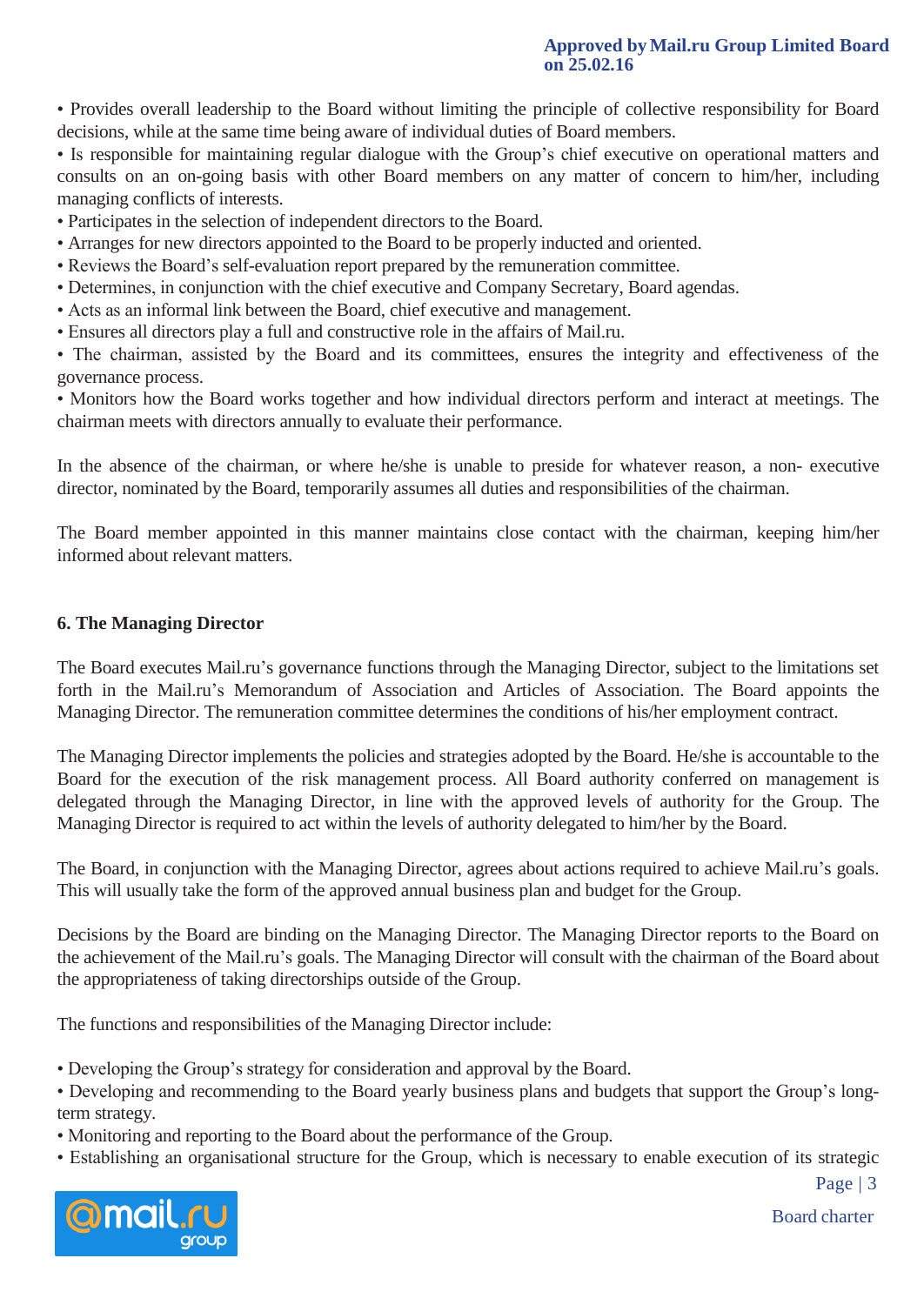- Provides overall leadership to the Board without limiting the principle of collective responsibility for Board decisions, while at the same time being aware of individual duties of Board members.
- Is responsible for maintaining regular dialogue with the Group's chief executive on operational matters and consults on an on-going basis with other Board members on any matter of concern to him/her, including managing conflicts of interests.
- Participates in the selection of independent directors to the Board.
- Arranges for new directors appointed to the Board to be properly inducted and oriented.
- Reviews the Board's self-evaluation report prepared by the remuneration committee.
- Determines, in conjunction with the chief executive and Company Secretary, Board agendas.
- Acts as an informal link between the Board, chief executive and management.
- Ensures all directors play a full and constructive role in the affairs of Mail.ru.
- The chairman, assisted by the Board and its committees, ensures the integrity and effectiveness of the governance process.
- Monitors how the Board works together and how individual directors perform and interact at meetings. The chairman meets with directors annually to evaluate their performance.

In the absence of the chairman, or where he/she is unable to preside for whatever reason, a non- executive director, nominated by the Board, temporarily assumes all duties and responsibilities of the chairman.

The Board member appointed in this manner maintains close contact with the chairman, keeping him/her informed about relevant matters.

### 6. The Managing Director

The Board executes Mail.ru's governance functions through the Managing Director, subject to the limitations set forth in the Mail.ru's Memorandum of Association and Articles of Association. The Board appoints the Managing Director. The remuneration committee determines the conditions of his/her employment contract.

The Managing Director implements the policies and strategies adopted by the Board. He/she is accountable to the Board for the execution of the risk management process. All Board authority conferred on management is delegated through the Managing Director, in line with the approved levels of authority for the Group. The Managing Director is required to act within the levels of authority delegated to him/her by the Board.

The Board, in conjunction with the Managing Director, agrees about actions required to achieve Mail.ru's goals. This will usually take the form of the approved annual business plan and budget for the Group.

Decisions by the Board are binding on the Managing Director. The Managing Director reports to the Board on the achievement of the Mail.ru's goals. The Managing Director will consult with the chairman of the Board about the appropriateness of taking directorships outside of the Group.

The functions and responsibilities of the Managing Director include:

- Developing the Group's strategy for consideration and approval by the Board.
- Developing and recommending to the Board yearly business plans and budgets that support the Group's long-term strategy.
- Monitoring and reporting to the Board about the performance of the Group.
- Establishing an organisational structure for the Group, which is necessary to enable execution of its strategic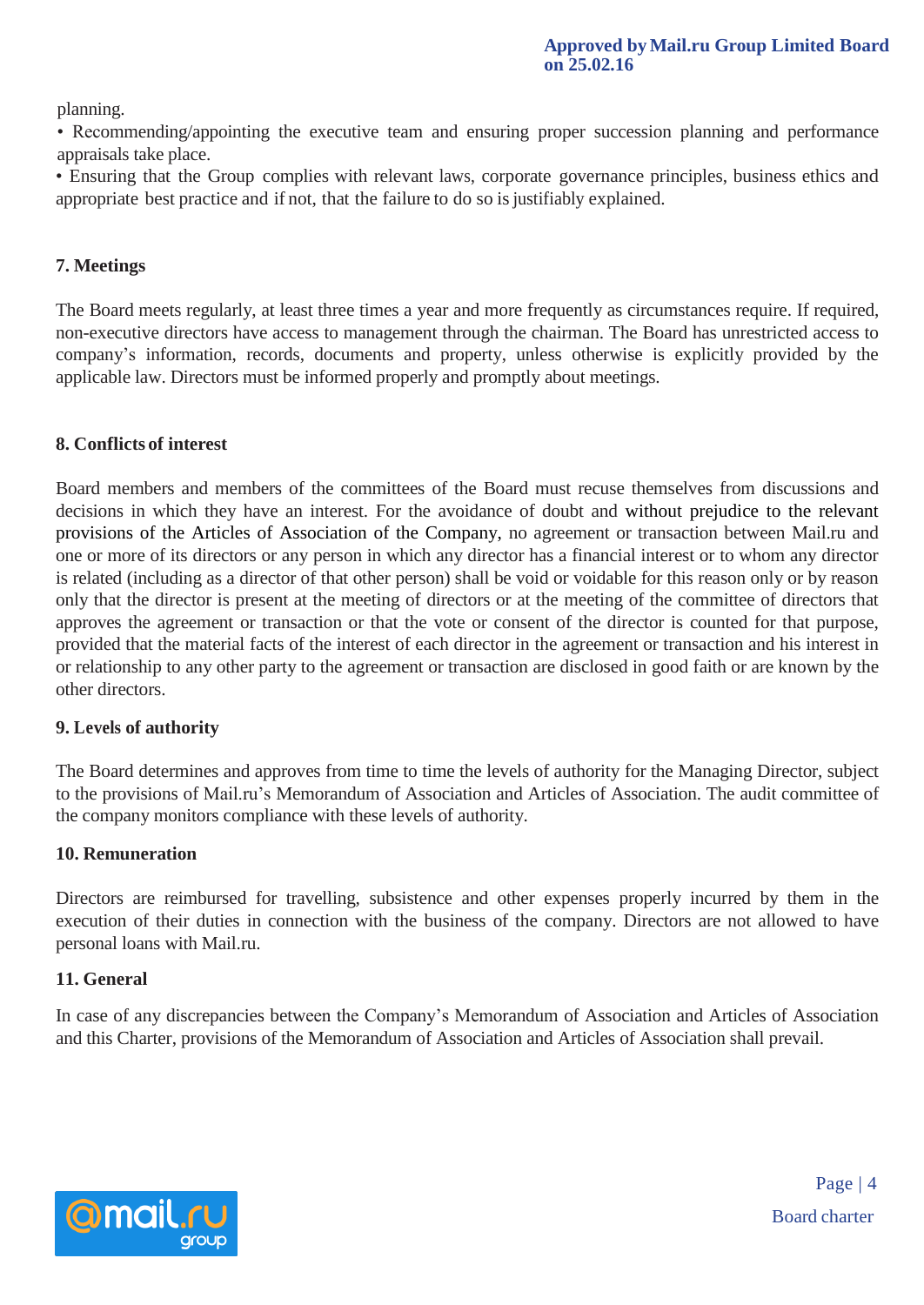planning.

• Recommending/appointing the executive team and ensuring proper succession planning and performance appraisals take place.

• Ensuring that the Group complies with relevant laws, corporate governance principles, business ethics and appropriate best practice and if not, that the failure to do so is justifiably explained.

## 7. Meetings

The Board meets regularly, at least three times a year and more frequently as circumstances require. If required, non-executive directors have access to management through the chairman. The Board has unrestricted access to company's information, records, documents and property, unless otherwise is explicitly provided by the applicable law. Directors must be informed properly and promptly about meetings.

## 8. Conflicts of interest

Board members and members of the committees of the Board must recuse themselves from discussions and decisions in which they have an interest. For the avoidance of doubt and without prejudice to the relevant provisions of the Articles of Association of the Company, no agreement or transaction between Mail.ru and one or more of its directors or any person in which any director has a financial interest or to whom any director is related (including as a director of that other person) shall be void or voidable for this reason only or by reason only that the director is present at the meeting of directors or at the meeting of the committee of directors that approves the agreement or transaction or that the vote or consent of the director is counted for that purpose, provided that the material facts of the interest of each director in the agreement or transaction and his interest in or relationship to any other party to the agreement or transaction are disclosed in good faith or are known by the other directors.

## 9. Levels of authority

The Board determines and approves from time to time the levels of authority for the Managing Director, subject to the provisions of Mail.ru's Memorandum of Association and Articles of Association. The audit committee of the company monitors compliance with these levels of authority.

## 10. Remuneration

Directors are reimbursed for travelling, subsistence and other expenses properly incurred by them in the execution of their duties in connection with the business of the company. Directors are not allowed to have personal loans with Mail.ru.

## 11. General

In case of any discrepancies between the Company's Memorandum of Association and Articles of Association and this Charter, provisions of the Memorandum of Association and Articles of Association shall prevail.